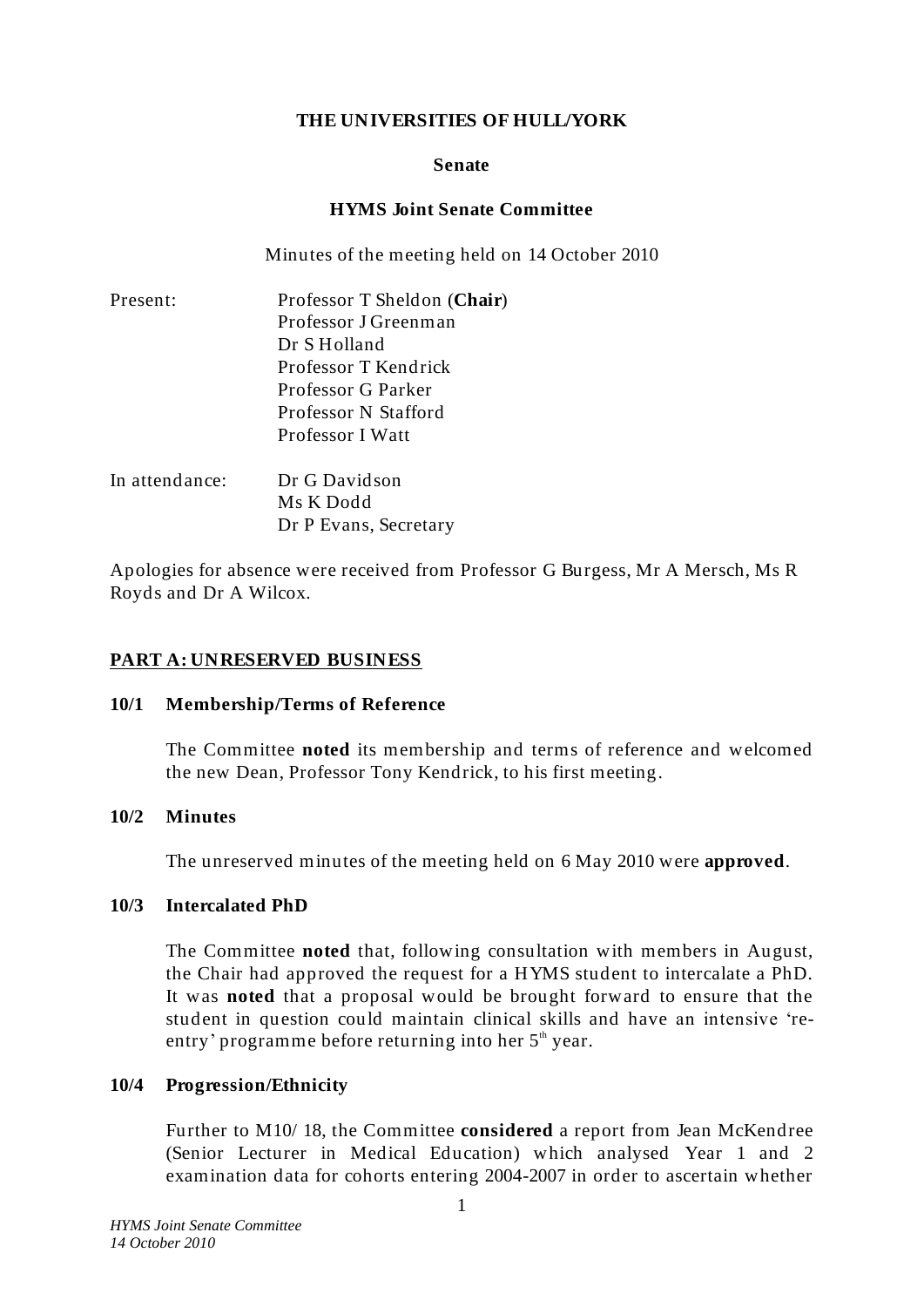**THE UNIVERSITIES OF HULL/YORK**

**Senate**

**HYMS Joint Senate Committee**

Minutes of the meeting held on 14 October 2010

Present:
Professor T Sheldon (**Chair**)
Professor J Greenman
Dr S Holland
Professor T Kendrick
Professor G Parker
Professor N Stafford
Professor I Watt

In attendance:
Dr G Davidson
Ms K Dodd
Dr P Evans, Secretary

Apologies for absence were received from Professor G Burgess, Mr A Mersch, Ms R Royds and Dr A Wilcox.

## PART A: UNRESERVED BUSINESS

### 10/1 Membership/Terms of Reference

The Committee **noted** its membership and terms of reference and welcomed the new Dean, Professor Tony Kendrick, to his first meeting.

### 10/2 Minutes

The unreserved minutes of the meeting held on 6 May 2010 were **approved**.

### 10/3 Intercalated PhD

The Committee **noted** that, following consultation with members in August, the Chair had approved the request for a HYMS student to intercalate a PhD. It was **noted** that a proposal would be brought forward to ensure that the student in question could maintain clinical skills and have an intensive 're-entry' programme before returning into her 5th year.

### 10/4 Progression/Ethnicity

Further to M10/ 18, the Committee **considered** a report from Jean McKendree (Senior Lecturer in Medical Education) which analysed Year 1 and 2 examination data for cohorts entering 2004-2007 in order to ascertain whether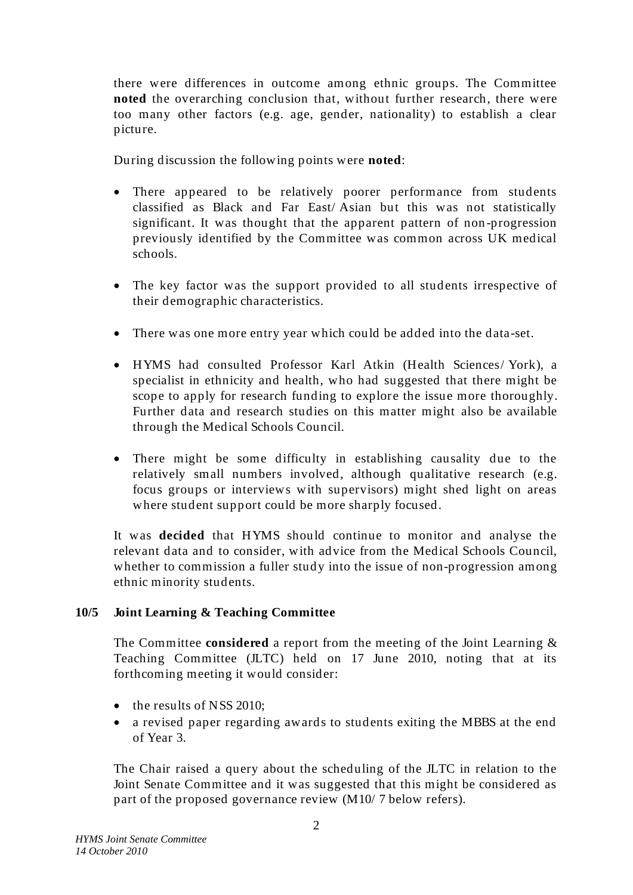there were differences in outcome among ethnic groups. The Committee **noted** the overarching conclusion that, without further research, there were too many other factors (e.g. age, gender, nationality) to establish a clear picture.

During discussion the following points were **noted**:

- There appeared to be relatively poorer performance from students classified as Black and Far East/Asian but this was not statistically significant. It was thought that the apparent pattern of non-progression previously identified by the Committee was common across UK medical schools.
- The key factor was the support provided to all students irrespective of their demographic characteristics.
- There was one more entry year which could be added into the data-set.
- HYMS had consulted Professor Karl Atkin (Health Sciences/York), a specialist in ethnicity and health, who had suggested that there might be scope to apply for research funding to explore the issue more thoroughly. Further data and research studies on this matter might also be available through the Medical Schools Council.
- There might be some difficulty in establishing causality due to the relatively small numbers involved, although qualitative research (e.g. focus groups or interviews with supervisors) might shed light on areas where student support could be more sharply focused.

It was **decided** that HYMS should continue to monitor and analyse the relevant data and to consider, with advice from the Medical Schools Council, whether to commission a fuller study into the issue of non-progression among ethnic minority students.

**10/5 Joint Learning & Teaching Committee**

The Committee **considered** a report from the meeting of the Joint Learning & Teaching Committee (JLTC) held on 17 June 2010, noting that at its forthcoming meeting it would consider:

- the results of NSS 2010;
- a revised paper regarding awards to students exiting the MBBS at the end of Year 3.

The Chair raised a query about the scheduling of the JLTC in relation to the Joint Senate Committee and it was suggested that this might be considered as part of the proposed governance review (M10/7 below refers).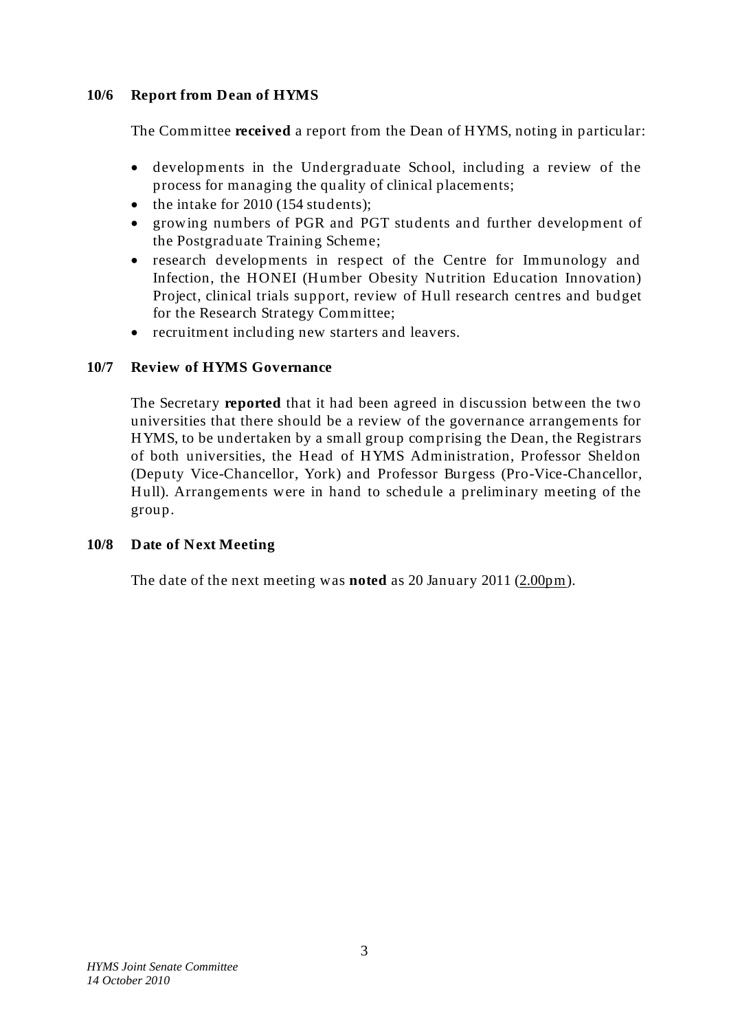### 10/6 Report from Dean of HYMS

The Committee **received** a report from the Dean of HYMS, noting in particular:

- developments in the Undergraduate School, including a review of the process for managing the quality of clinical placements;
- the intake for 2010 (154 students);
- growing numbers of PGR and PGT students and further development of the Postgraduate Training Scheme;
- research developments in respect of the Centre for Immunology and Infection, the HONEI (Humber Obesity Nutrition Education Innovation) Project, clinical trials support, review of Hull research centres and budget for the Research Strategy Committee;
- recruitment including new starters and leavers.

### 10/7 Review of HYMS Governance

The Secretary **reported** that it had been agreed in discussion between the two universities that there should be a review of the governance arrangements for HYMS, to be undertaken by a small group comprising the Dean, the Registrars of both universities, the Head of HYMS Administration, Professor Sheldon (Deputy Vice-Chancellor, York) and Professor Burgess (Pro-Vice-Chancellor, Hull). Arrangements were in hand to schedule a preliminary meeting of the group.

### 10/8 Date of Next Meeting

The date of the next meeting was **noted** as 20 January 2011 (2.00pm).